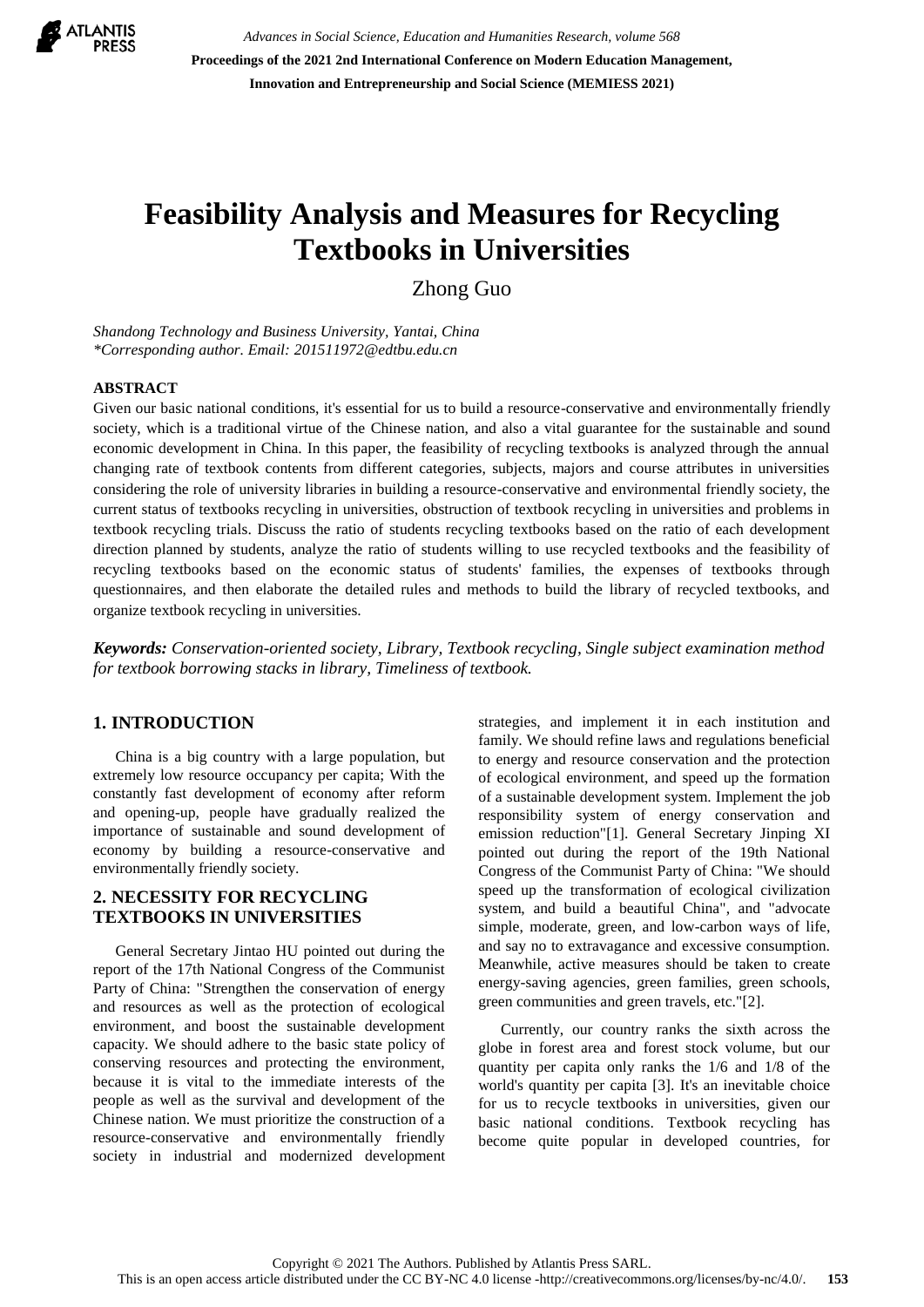# Feasibility Analysis and Measures for Recycling Textbooks in Universities

Zhong Guo

*Shandong Technology and Business University, Yantai, China*
*\*Corresponding author. Email: 201511972@edtbu.edu.cn*

## ABSTRACT

Given our basic national conditions, it's essential for us to build a resource-conservative and environmentally friendly society, which is a traditional virtue of the Chinese nation, and also a vital guarantee for the sustainable and sound economic development in China. In this paper, the feasibility of recycling textbooks is analyzed through the annual changing rate of textbook contents from different categories, subjects, majors and course attributes in universities considering the role of university libraries in building a resource-conservative and environmental friendly society, the current status of textbooks recycling in universities, obstruction of textbook recycling in universities and problems in textbook recycling trials. Discuss the ratio of students recycling textbooks based on the ratio of each development direction planned by students, analyze the ratio of students willing to use recycled textbooks and the feasibility of recycling textbooks based on the economic status of students' families, the expenses of textbooks through questionnaires, and then elaborate the detailed rules and methods to build the library of recycled textbooks, and organize textbook recycling in universities.

***Keywords:*** *Conservation-oriented society, Library, Textbook recycling, Single subject examination method for textbook borrowing stacks in library, Timeliness of textbook.*

## 1. INTRODUCTION

China is a big country with a large population, but extremely low resource occupancy per capita; With the constantly fast development of economy after reform and opening-up, people have gradually realized the importance of sustainable and sound development of economy by building a resource-conservative and environmentally friendly society.

## 2. NECESSITY FOR RECYCLING TEXTBOOKS IN UNIVERSITIES

General Secretary Jintao HU pointed out during the report of the 17th National Congress of the Communist Party of China: "Strengthen the conservation of energy and resources as well as the protection of ecological environment, and boost the sustainable development capacity. We should adhere to the basic state policy of conserving resources and protecting the environment, because it is vital to the immediate interests of the people as well as the survival and development of the Chinese nation. We must prioritize the construction of a resource-conservative and environmentally friendly society in industrial and modernized development strategies, and implement it in each institution and family. We should refine laws and regulations beneficial to energy and resource conservation and the protection of ecological environment, and speed up the formation of a sustainable development system. Implement the job responsibility system of energy conservation and emission reduction"[1]. General Secretary Jinping XI pointed out during the report of the 19th National Congress of the Communist Party of China: "We should speed up the transformation of ecological civilization system, and build a beautiful China", and "advocate simple, moderate, green, and low-carbon ways of life, and say no to extravagance and excessive consumption. Meanwhile, active measures should be taken to create energy-saving agencies, green families, green schools, green communities and green travels, etc."[2].

Currently, our country ranks the sixth across the globe in forest area and forest stock volume, but our quantity per capita only ranks the 1/6 and 1/8 of the world's quantity per capita [3]. It's an inevitable choice for us to recycle textbooks in universities, given our basic national conditions. Textbook recycling has become quite popular in developed countries, for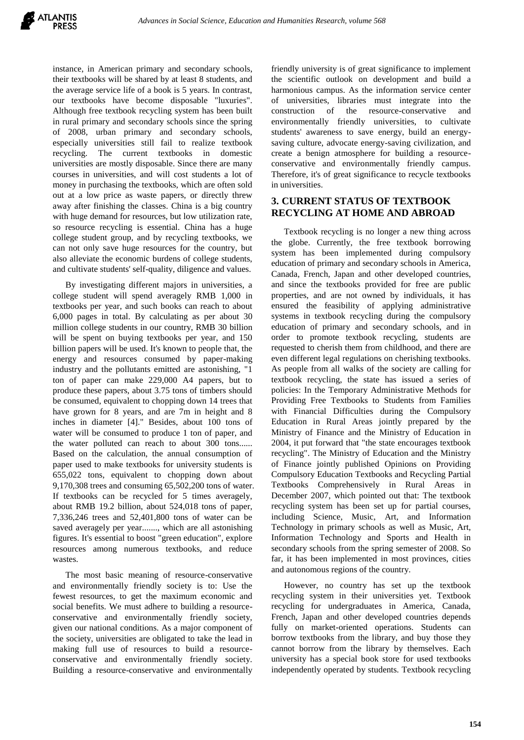instance, in American primary and secondary schools, their textbooks will be shared by at least 8 students, and the average service life of a book is 5 years. In contrast, our textbooks have become disposable "luxuries". Although free textbook recycling system has been built in rural primary and secondary schools since the spring of 2008, urban primary and secondary schools, especially universities still fail to realize textbook recycling. The current textbooks in domestic universities are mostly disposable. Since there are many courses in universities, and will cost students a lot of money in purchasing the textbooks, which are often sold out at a low price as waste papers, or directly threw away after finishing the classes. China is a big country with huge demand for resources, but low utilization rate, so resource recycling is essential. China has a huge college student group, and by recycling textbooks, we can not only save huge resources for the country, but also alleviate the economic burdens of college students, and cultivate students' self-quality, diligence and values.

By investigating different majors in universities, a college student will spend averagely RMB 1,000 in textbooks per year, and such books can reach to about 6,000 pages in total. By calculating as per about 30 million college students in our country, RMB 30 billion will be spent on buying textbooks per year, and 150 billion papers will be used. It's known to people that, the energy and resources consumed by paper-making industry and the pollutants emitted are astonishing, "1 ton of paper can make 229,000 A4 papers, but to produce these papers, about 3.75 tons of timbers should be consumed, equivalent to chopping down 14 trees that have grown for 8 years, and are 7m in height and 8 inches in diameter [4]." Besides, about 100 tons of water will be consumed to produce 1 ton of paper, and the water polluted can reach to about 300 tons...... Based on the calculation, the annual consumption of paper used to make textbooks for university students is 655,022 tons, equivalent to chopping down about 9,170,308 trees and consuming 65,502,200 tons of water. If textbooks can be recycled for 5 times averagely, about RMB 19.2 billion, about 524,018 tons of paper, 7,336,246 trees and 52,401,800 tons of water can be saved averagely per year......., which are all astonishing figures. It's essential to boost "green education", explore resources among numerous textbooks, and reduce wastes.

The most basic meaning of resource-conservative and environmentally friendly society is to: Use the fewest resources, to get the maximum economic and social benefits. We must adhere to building a resource-conservative and environmentally friendly society, given our national conditions. As a major component of the society, universities are obligated to take the lead in making full use of resources to build a resource-conservative and environmentally friendly society. Building a resource-conservative and environmentally friendly university is of great significance to implement the scientific outlook on development and build a harmonious campus. As the information service center of universities, libraries must integrate into the construction of the resource-conservative and environmentally friendly universities, to cultivate students' awareness to save energy, build an energy-saving culture, advocate energy-saving civilization, and create a benign atmosphere for building a resource-conservative and environmentally friendly campus. Therefore, it's of great significance to recycle textbooks in universities.

## 3. CURRENT STATUS OF TEXTBOOK RECYCLING AT HOME AND ABROAD

Textbook recycling is no longer a new thing across the globe. Currently, the free textbook borrowing system has been implemented during compulsory education of primary and secondary schools in America, Canada, French, Japan and other developed countries, and since the textbooks provided for free are public properties, and are not owned by individuals, it has ensured the feasibility of applying administrative systems in textbook recycling during the compulsory education of primary and secondary schools, and in order to promote textbook recycling, students are requested to cherish them from childhood, and there are even different legal regulations on cherishing textbooks. As people from all walks of the society are calling for textbook recycling, the state has issued a series of policies: In the Temporary Administrative Methods for Providing Free Textbooks to Students from Families with Financial Difficulties during the Compulsory Education in Rural Areas jointly prepared by the Ministry of Finance and the Ministry of Education in 2004, it put forward that "the state encourages textbook recycling". The Ministry of Education and the Ministry of Finance jointly published Opinions on Providing Compulsory Education Textbooks and Recycling Partial Textbooks Comprehensively in Rural Areas in December 2007, which pointed out that: The textbook recycling system has been set up for partial courses, including Science, Music, Art, and Information Technology in primary schools as well as Music, Art, Information Technology and Sports and Health in secondary schools from the spring semester of 2008. So far, it has been implemented in most provinces, cities and autonomous regions of the country.

However, no country has set up the textbook recycling system in their universities yet. Textbook recycling for undergraduates in America, Canada, French, Japan and other developed countries depends fully on market-oriented operations. Students can borrow textbooks from the library, and buy those they cannot borrow from the library by themselves. Each university has a special book store for used textbooks independently operated by students. Textbook recycling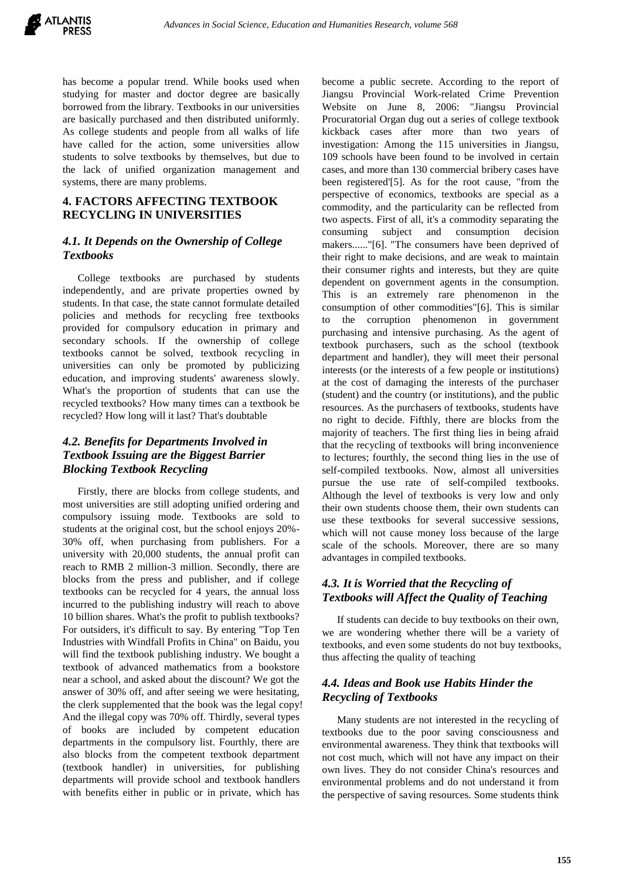has become a popular trend. While books used when studying for master and doctor degree are basically borrowed from the library. Textbooks in our universities are basically purchased and then distributed uniformly. As college students and people from all walks of life have called for the action, some universities allow students to solve textbooks by themselves, but due to the lack of unified organization management and systems, there are many problems.

## 4. FACTORS AFFECTING TEXTBOOK RECYCLING IN UNIVERSITIES

### *4.1. It Depends on the Ownership of College Textbooks*

College textbooks are purchased by students independently, and are private properties owned by students. In that case, the state cannot formulate detailed policies and methods for recycling free textbooks provided for compulsory education in primary and secondary schools. If the ownership of college textbooks cannot be solved, textbook recycling in universities can only be promoted by publicizing education, and improving students' awareness slowly. What's the proportion of students that can use the recycled textbooks? How many times can a textbook be recycled? How long will it last? That's doubtable

### *4.2. Benefits for Departments Involved in Textbook Issuing are the Biggest Barrier Blocking Textbook Recycling*

Firstly, there are blocks from college students, and most universities are still adopting unified ordering and compulsory issuing mode. Textbooks are sold to students at the original cost, but the school enjoys 20%-30% off, when purchasing from publishers. For a university with 20,000 students, the annual profit can reach to RMB 2 million-3 million. Secondly, there are blocks from the press and publisher, and if college textbooks can be recycled for 4 years, the annual loss incurred to the publishing industry will reach to above 10 billion shares. What's the profit to publish textbooks? For outsiders, it's difficult to say. By entering "Top Ten Industries with Windfall Profits in China" on Baidu, you will find the textbook publishing industry. We bought a textbook of advanced mathematics from a bookstore near a school, and asked about the discount? We got the answer of 30% off, and after seeing we were hesitating, the clerk supplemented that the book was the legal copy! And the illegal copy was 70% off. Thirdly, several types of books are included by competent education departments in the compulsory list. Fourthly, there are also blocks from the competent textbook department (textbook handler) in universities, for publishing departments will provide school and textbook handlers with benefits either in public or in private, which has become a public secrete. According to the report of Jiangsu Provincial Work-related Crime Prevention Website on June 8, 2006: "Jiangsu Provincial Procuratorial Organ dug out a series of college textbook kickback cases after more than two years of investigation: Among the 115 universities in Jiangsu, 109 schools have been found to be involved in certain cases, and more than 130 commercial bribery cases have been registered'[5]. As for the root cause, "from the perspective of economics, textbooks are special as a commodity, and the particularity can be reflected from two aspects. First of all, it's a commodity separating the consuming subject and consumption decision makers......"[6]. "The consumers have been deprived of their right to make decisions, and are weak to maintain their consumer rights and interests, but they are quite dependent on government agents in the consumption. This is an extremely rare phenomenon in the consumption of other commodities"[6]. This is similar to the corruption phenomenon in government purchasing and intensive purchasing. As the agent of textbook purchasers, such as the school (textbook department and handler), they will meet their personal interests (or the interests of a few people or institutions) at the cost of damaging the interests of the purchaser (student) and the country (or institutions), and the public resources. As the purchasers of textbooks, students have no right to decide. Fifthly, there are blocks from the majority of teachers. The first thing lies in being afraid that the recycling of textbooks will bring inconvenience to lectures; fourthly, the second thing lies in the use of self-compiled textbooks. Now, almost all universities pursue the use rate of self-compiled textbooks. Although the level of textbooks is very low and only their own students choose them, their own students can use these textbooks for several successive sessions, which will not cause money loss because of the large scale of the schools. Moreover, there are so many advantages in compiled textbooks.

### *4.3. It is Worried that the Recycling of Textbooks will Affect the Quality of Teaching*

If students can decide to buy textbooks on their own, we are wondering whether there will be a variety of textbooks, and even some students do not buy textbooks, thus affecting the quality of teaching

### *4.4. Ideas and Book use Habits Hinder the Recycling of Textbooks*

Many students are not interested in the recycling of textbooks due to the poor saving consciousness and environmental awareness. They think that textbooks will not cost much, which will not have any impact on their own lives. They do not consider China's resources and environmental problems and do not understand it from the perspective of saving resources. Some students think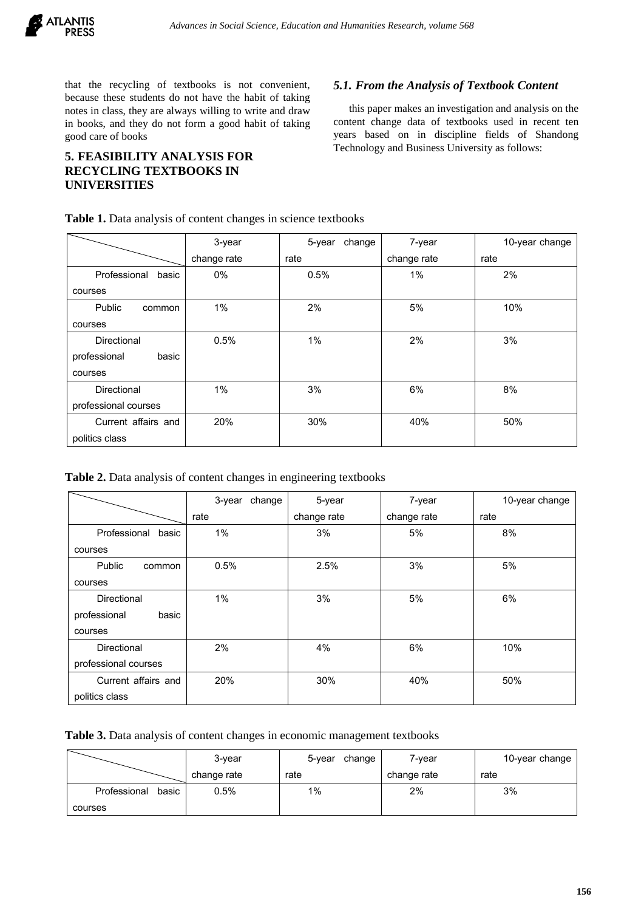that the recycling of textbooks is not convenient, because these students do not have the habit of taking notes in class, they are always willing to write and draw in books, and they do not form a good habit of taking good care of books

## 5. FEASIBILITY ANALYSIS FOR RECYCLING TEXTBOOKS IN UNIVERSITIES

### *5.1. From the Analysis of Textbook Content*

this paper makes an investigation and analysis on the content change data of textbooks used in recent ten years based on in discipline fields of Shandong Technology and Business University as follows:

**Table 1.** Data analysis of content changes in science textbooks

| | 3-year change rate | 5-year change rate | 7-year change rate | 10-year change rate |
|---|---|---|---|---|
| Professional basic courses | 0% | 0.5% | 1% | 2% |
| Public common courses | 1% | 2% | 5% | 10% |
| Directional professional basic courses | 0.5% | 1% | 2% | 3% |
| Directional professional courses | 1% | 3% | 6% | 8% |
| Current affairs and politics class | 20% | 30% | 40% | 50% |

**Table 2.** Data analysis of content changes in engineering textbooks

| | 3-year change rate | 5-year change rate | 7-year change rate | 10-year change rate |
|---|---|---|---|---|
| Professional basic courses | 1% | 3% | 5% | 8% |
| Public common courses | 0.5% | 2.5% | 3% | 5% |
| Directional professional basic courses | 1% | 3% | 5% | 6% |
| Directional professional courses | 2% | 4% | 6% | 10% |
| Current affairs and politics class | 20% | 30% | 40% | 50% |

**Table 3.** Data analysis of content changes in economic management textbooks

| | 3-year change rate | 5-year change rate | 7-year change rate | 10-year change rate |
|---|---|---|---|---|
| Professional basic courses | 0.5% | 1% | 2% | 3% |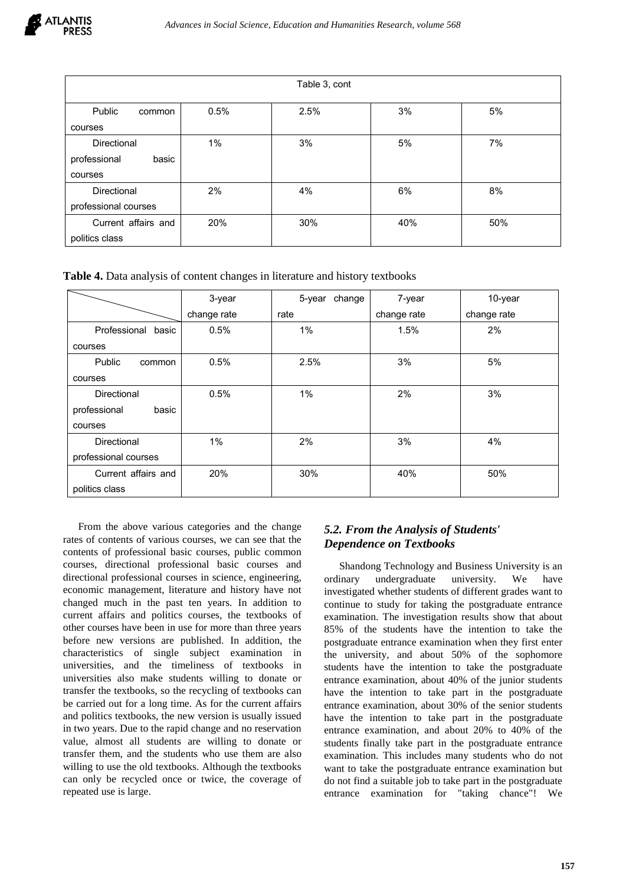| Table 3, cont | | | | |
|---|---|---|---|---|
| Public common courses | 0.5% | 2.5% | 3% | 5% |
| Directional professional basic courses | 1% | 3% | 5% | 7% |
| Directional professional courses | 2% | 4% | 6% | 8% |
| Current affairs and politics class | 20% | 30% | 40% | 50% |

**Table 4.** Data analysis of content changes in literature and history textbooks

| | 3-year change rate | 5-year change rate | 7-year change rate | 10-year change rate |
|---|---|---|---|---|
| Professional basic courses | 0.5% | 1% | 1.5% | 2% |
| Public common courses | 0.5% | 2.5% | 3% | 5% |
| Directional professional basic courses | 0.5% | 1% | 2% | 3% |
| Directional professional courses | 1% | 2% | 3% | 4% |
| Current affairs and politics class | 20% | 30% | 40% | 50% |

From the above various categories and the change rates of contents of various courses, we can see that the contents of professional basic courses, public common courses, directional professional basic courses and directional professional courses in science, engineering, economic management, literature and history have not changed much in the past ten years. In addition to current affairs and politics courses, the textbooks of other courses have been in use for more than three years before new versions are published. In addition, the characteristics of single subject examination in universities, and the timeliness of textbooks in universities also make students willing to donate or transfer the textbooks, so the recycling of textbooks can be carried out for a long time. As for the current affairs and politics textbooks, the new version is usually issued in two years. Due to the rapid change and no reservation value, almost all students are willing to donate or transfer them, and the students who use them are also willing to use the old textbooks. Although the textbooks can only be recycled once or twice, the coverage of repeated use is large.

### *5.2. From the Analysis of Students' Dependence on Textbooks*

Shandong Technology and Business University is an ordinary undergraduate university. We have investigated whether students of different grades want to continue to study for taking the postgraduate entrance examination. The investigation results show that about 85% of the students have the intention to take the postgraduate entrance examination when they first enter the university, and about 50% of the sophomore students have the intention to take the postgraduate entrance examination, about 40% of the junior students have the intention to take part in the postgraduate entrance examination, about 30% of the senior students have the intention to take part in the postgraduate entrance examination, and about 20% to 40% of the students finally take part in the postgraduate entrance examination. This includes many students who do not want to take the postgraduate entrance examination but do not find a suitable job to take part in the postgraduate entrance examination for "taking chance"! We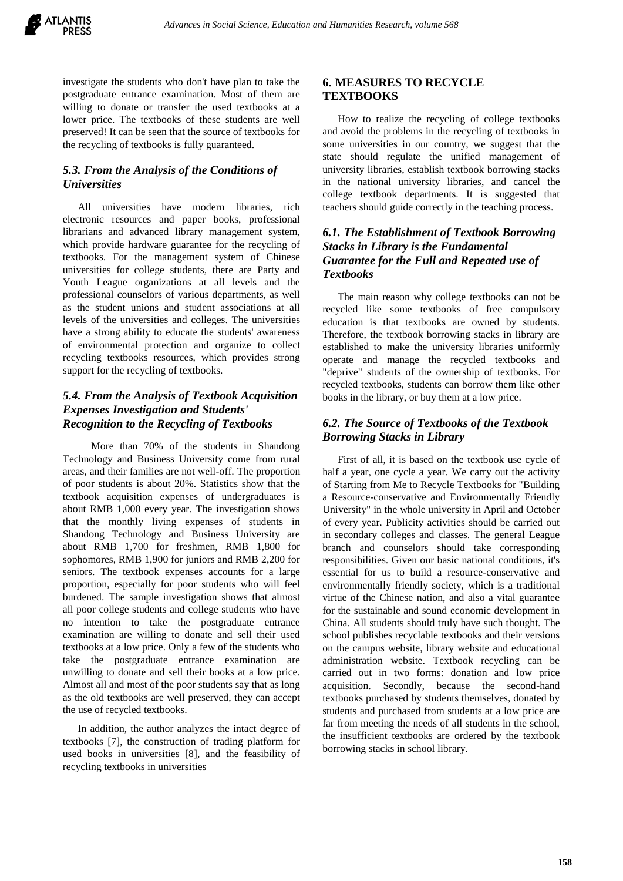investigate the students who don't have plan to take the postgraduate entrance examination. Most of them are willing to donate or transfer the used textbooks at a lower price. The textbooks of these students are well preserved! It can be seen that the source of textbooks for the recycling of textbooks is fully guaranteed.

### *5.3. From the Analysis of the Conditions of Universities*

All universities have modern libraries, rich electronic resources and paper books, professional librarians and advanced library management system, which provide hardware guarantee for the recycling of textbooks. For the management system of Chinese universities for college students, there are Party and Youth League organizations at all levels and the professional counselors of various departments, as well as the student unions and student associations at all levels of the universities and colleges. The universities have a strong ability to educate the students' awareness of environmental protection and organize to collect recycling textbooks resources, which provides strong support for the recycling of textbooks.

### *5.4. From the Analysis of Textbook Acquisition Expenses Investigation and Students' Recognition to the Recycling of Textbooks*

More than 70% of the students in Shandong Technology and Business University come from rural areas, and their families are not well-off. The proportion of poor students is about 20%. Statistics show that the textbook acquisition expenses of undergraduates is about RMB 1,000 every year. The investigation shows that the monthly living expenses of students in Shandong Technology and Business University are about RMB 1,700 for freshmen, RMB 1,800 for sophomores, RMB 1,900 for juniors and RMB 2,200 for seniors. The textbook expenses accounts for a large proportion, especially for poor students who will feel burdened. The sample investigation shows that almost all poor college students and college students who have no intention to take the postgraduate entrance examination are willing to donate and sell their used textbooks at a low price. Only a few of the students who take the postgraduate entrance examination are unwilling to donate and sell their books at a low price. Almost all and most of the poor students say that as long as the old textbooks are well preserved, they can accept the use of recycled textbooks.

In addition, the author analyzes the intact degree of textbooks [7], the construction of trading platform for used books in universities [8], and the feasibility of recycling textbooks in universities

## 6. MEASURES TO RECYCLE TEXTBOOKS

How to realize the recycling of college textbooks and avoid the problems in the recycling of textbooks in some universities in our country, we suggest that the state should regulate the unified management of university libraries, establish textbook borrowing stacks in the national university libraries, and cancel the college textbook departments. It is suggested that teachers should guide correctly in the teaching process.

### *6.1. The Establishment of Textbook Borrowing Stacks in Library is the Fundamental Guarantee for the Full and Repeated use of Textbooks*

The main reason why college textbooks can not be recycled like some textbooks of free compulsory education is that textbooks are owned by students. Therefore, the textbook borrowing stacks in library are established to make the university libraries uniformly operate and manage the recycled textbooks and "deprive" students of the ownership of textbooks. For recycled textbooks, students can borrow them like other books in the library, or buy them at a low price.

### *6.2. The Source of Textbooks of the Textbook Borrowing Stacks in Library*

First of all, it is based on the textbook use cycle of half a year, one cycle a year. We carry out the activity of Starting from Me to Recycle Textbooks for "Building a Resource-conservative and Environmentally Friendly University" in the whole university in April and October of every year. Publicity activities should be carried out in secondary colleges and classes. The general League branch and counselors should take corresponding responsibilities. Given our basic national conditions, it's essential for us to build a resource-conservative and environmentally friendly society, which is a traditional virtue of the Chinese nation, and also a vital guarantee for the sustainable and sound economic development in China. All students should truly have such thought. The school publishes recyclable textbooks and their versions on the campus website, library website and educational administration website. Textbook recycling can be carried out in two forms: donation and low price acquisition. Secondly, because the second-hand textbooks purchased by students themselves, donated by students and purchased from students at a low price are far from meeting the needs of all students in the school, the insufficient textbooks are ordered by the textbook borrowing stacks in school library.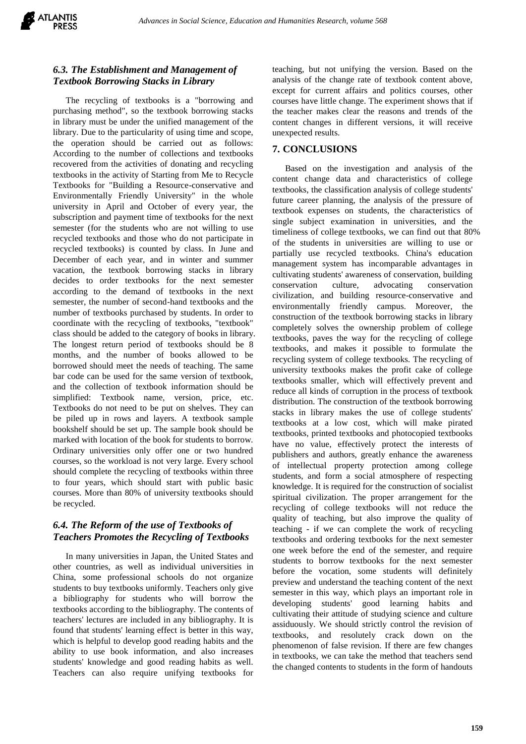### *6.3. The Establishment and Management of Textbook Borrowing Stacks in Library*

The recycling of textbooks is a "borrowing and purchasing method", so the textbook borrowing stacks in library must be under the unified management of the library. Due to the particularity of using time and scope, the operation should be carried out as follows: According to the number of collections and textbooks recovered from the activities of donating and recycling textbooks in the activity of Starting from Me to Recycle Textbooks for "Building a Resource-conservative and Environmentally Friendly University" in the whole university in April and October of every year, the subscription and payment time of textbooks for the next semester (for the students who are not willing to use recycled textbooks and those who do not participate in recycled textbooks) is counted by class. In June and December of each year, and in winter and summer vacation, the textbook borrowing stacks in library decides to order textbooks for the next semester according to the demand of textbooks in the next semester, the number of second-hand textbooks and the number of textbooks purchased by students. In order to coordinate with the recycling of textbooks, "textbook" class should be added to the category of books in library. The longest return period of textbooks should be 8 months, and the number of books allowed to be borrowed should meet the needs of teaching. The same bar code can be used for the same version of textbook, and the collection of textbook information should be simplified: Textbook name, version, price, etc. Textbooks do not need to be put on shelves. They can be piled up in rows and layers. A textbook sample bookshelf should be set up. The sample book should be marked with location of the book for students to borrow. Ordinary universities only offer one or two hundred courses, so the workload is not very large. Every school should complete the recycling of textbooks within three to four years, which should start with public basic courses. More than 80% of university textbooks should be recycled.

### *6.4. The Reform of the use of Textbooks of Teachers Promotes the Recycling of Textbooks*

In many universities in Japan, the United States and other countries, as well as individual universities in China, some professional schools do not organize students to buy textbooks uniformly. Teachers only give a bibliography for students who will borrow the textbooks according to the bibliography. The contents of teachers' lectures are included in any bibliography. It is found that students' learning effect is better in this way, which is helpful to develop good reading habits and the ability to use book information, and also increases students' knowledge and good reading habits as well. Teachers can also require unifying textbooks for teaching, but not unifying the version. Based on the analysis of the change rate of textbook content above, except for current affairs and politics courses, other courses have little change. The experiment shows that if the teacher makes clear the reasons and trends of the content changes in different versions, it will receive unexpected results.

## 7. CONCLUSIONS

Based on the investigation and analysis of the content change data and characteristics of college textbooks, the classification analysis of college students' future career planning, the analysis of the pressure of textbook expenses on students, the characteristics of single subject examination in universities, and the timeliness of college textbooks, we can find out that 80% of the students in universities are willing to use or partially use recycled textbooks. China's education management system has incomparable advantages in cultivating students' awareness of conservation, building conservation culture, advocating conservation civilization, and building resource-conservative and environmentally friendly campus. Moreover, the construction of the textbook borrowing stacks in library completely solves the ownership problem of college textbooks, paves the way for the recycling of college textbooks, and makes it possible to formulate the recycling system of college textbooks. The recycling of university textbooks makes the profit cake of college textbooks smaller, which will effectively prevent and reduce all kinds of corruption in the process of textbook distribution. The construction of the textbook borrowing stacks in library makes the use of college students' textbooks at a low cost, which will make pirated textbooks, printed textbooks and photocopied textbooks have no value, effectively protect the interests of publishers and authors, greatly enhance the awareness of intellectual property protection among college students, and form a social atmosphere of respecting knowledge. It is required for the construction of socialist spiritual civilization. The proper arrangement for the recycling of college textbooks will not reduce the quality of teaching, but also improve the quality of teaching - if we can complete the work of recycling textbooks and ordering textbooks for the next semester one week before the end of the semester, and require students to borrow textbooks for the next semester before the vocation, some students will definitely preview and understand the teaching content of the next semester in this way, which plays an important role in developing students' good learning habits and cultivating their attitude of studying science and culture assiduously. We should strictly control the revision of textbooks, and resolutely crack down on the phenomenon of false revision. If there are few changes in textbooks, we can take the method that teachers send the changed contents to students in the form of handouts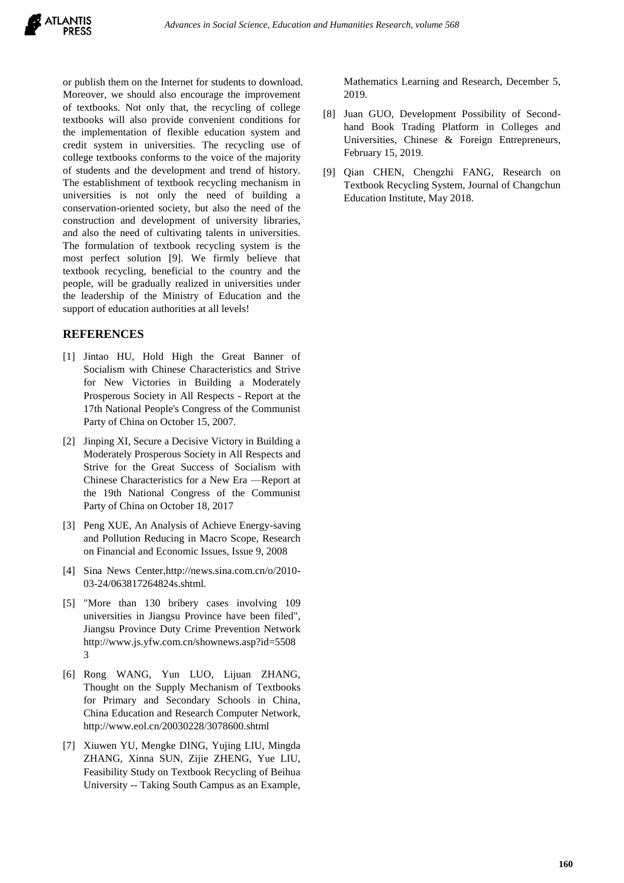or publish them on the Internet for students to download. Moreover, we should also encourage the improvement of textbooks. Not only that, the recycling of college textbooks will also provide convenient conditions for the implementation of flexible education system and credit system in universities. The recycling use of college textbooks conforms to the voice of the majority of students and the development and trend of history. The establishment of textbook recycling mechanism in universities is not only the need of building a conservation-oriented society, but also the need of the construction and development of university libraries, and also the need of cultivating talents in universities. The formulation of textbook recycling system is the most perfect solution [9]. We firmly believe that textbook recycling, beneficial to the country and the people, will be gradually realized in universities under the leadership of the Ministry of Education and the support of education authorities at all levels!

## REFERENCES

[1] Jintao HU, Hold High the Great Banner of Socialism with Chinese Characteristics and Strive for New Victories in Building a Moderately Prosperous Society in All Respects - Report at the 17th National People's Congress of the Communist Party of China on October 15, 2007.

[2] Jinping XI, Secure a Decisive Victory in Building a Moderately Prosperous Society in All Respects and Strive for the Great Success of Socialism with Chinese Characteristics for a New Era —Report at the 19th National Congress of the Communist Party of China on October 18, 2017

[3] Peng XUE, An Analysis of Achieve Energy-saving and Pollution Reducing in Macro Scope, Research on Financial and Economic Issues, Issue 9, 2008

[4] Sina News Center,http://news.sina.com.cn/o/2010-03-24/063817264824s.shtml.

[5] "More than 130 bribery cases involving 109 universities in Jiangsu Province have been filed", Jiangsu Province Duty Crime Prevention Network http://www.js.yfw.com.cn/shownews.asp?id=55083

[6] Rong WANG, Yun LUO, Lijuan ZHANG, Thought on the Supply Mechanism of Textbooks for Primary and Secondary Schools in China, China Education and Research Computer Network, http://www.eol.cn/20030228/3078600.shtml

[7] Xiuwen YU, Mengke DING, Yujing LIU, Mingda ZHANG, Xinna SUN, Zijie ZHENG, Yue LIU, Feasibility Study on Textbook Recycling of Beihua University -- Taking South Campus as an Example, Mathematics Learning and Research, December 5, 2019.

[8] Juan GUO, Development Possibility of Second-hand Book Trading Platform in Colleges and Universities, Chinese & Foreign Entrepreneurs, February 15, 2019.

[9] Qian CHEN, Chengzhi FANG, Research on Textbook Recycling System, Journal of Changchun Education Institute, May 2018.